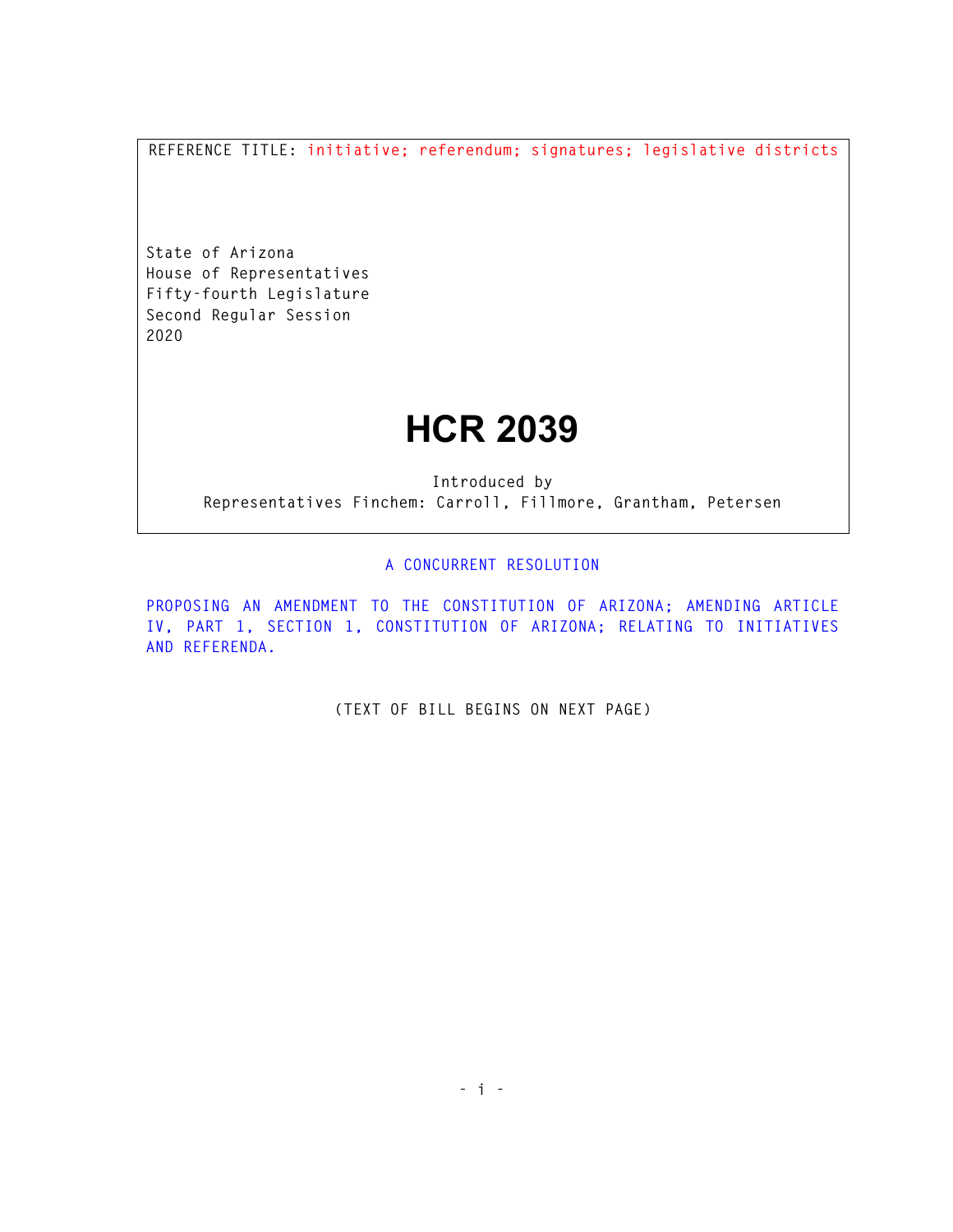REFERENCE TITLE: initiative; referendum; signatures; legislative districts

State of Arizona
House of Representatives
Fifty-fourth Legislature
Second Regular Session
2020

# HCR 2039

Introduced by
Representatives Finchem: Carroll, Fillmore, Grantham, Petersen

A CONCURRENT RESOLUTION

PROPOSING AN AMENDMENT TO THE CONSTITUTION OF ARIZONA; AMENDING ARTICLE IV, PART 1, SECTION 1, CONSTITUTION OF ARIZONA; RELATING TO INITIATIVES AND REFERENDA.

(TEXT OF BILL BEGINS ON NEXT PAGE)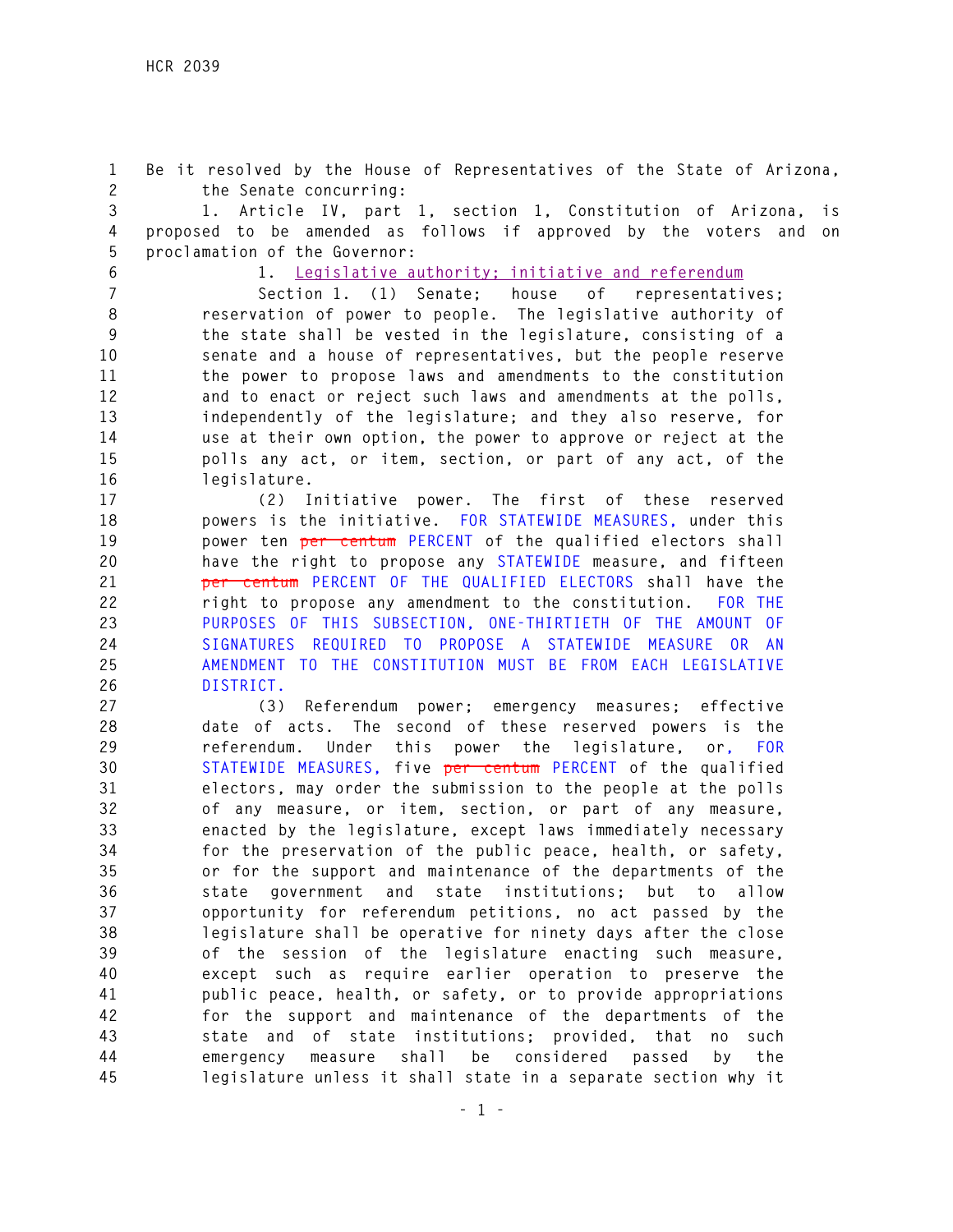Be it resolved by the House of Representatives of the State of Arizona, the Senate concurring:

1. Article IV, part 1, section 1, Constitution of Arizona, is proposed to be amended as follows if approved by the voters and on proclamation of the Governor:

1. Legislative authority; initiative and referendum

Section 1. (1) Senate; house of representatives; reservation of power to people. The legislative authority of the state shall be vested in the legislature, consisting of a senate and a house of representatives, but the people reserve the power to propose laws and amendments to the constitution and to enact or reject such laws and amendments at the polls, independently of the legislature; and they also reserve, for use at their own option, the power to approve or reject at the polls any act, or item, section, or part of any act, of the legislature.

(2) Initiative power. The first of these reserved powers is the initiative. FOR STATEWIDE MEASURES, under this power ten ~~per centum~~ PERCENT of the qualified electors shall have the right to propose any STATEWIDE measure, and fifteen ~~per centum~~ PERCENT OF THE QUALIFIED ELECTORS shall have the right to propose any amendment to the constitution. FOR THE PURPOSES OF THIS SUBSECTION, ONE-THIRTIETH OF THE AMOUNT OF SIGNATURES REQUIRED TO PROPOSE A STATEWIDE MEASURE OR AN AMENDMENT TO THE CONSTITUTION MUST BE FROM EACH LEGISLATIVE DISTRICT.

(3) Referendum power; emergency measures; effective date of acts. The second of these reserved powers is the referendum. Under this power the legislature, or, FOR STATEWIDE MEASURES, five ~~per centum~~ PERCENT of the qualified electors, may order the submission to the people at the polls of any measure, or item, section, or part of any measure, enacted by the legislature, except laws immediately necessary for the preservation of the public peace, health, or safety, or for the support and maintenance of the departments of the state government and state institutions; but to allow opportunity for referendum petitions, no act passed by the legislature shall be operative for ninety days after the close of the session of the legislature enacting such measure, except such as require earlier operation to preserve the public peace, health, or safety, or to provide appropriations for the support and maintenance of the departments of the state and of state institutions; provided, that no such emergency measure shall be considered passed by the legislature unless it shall state in a separate section why it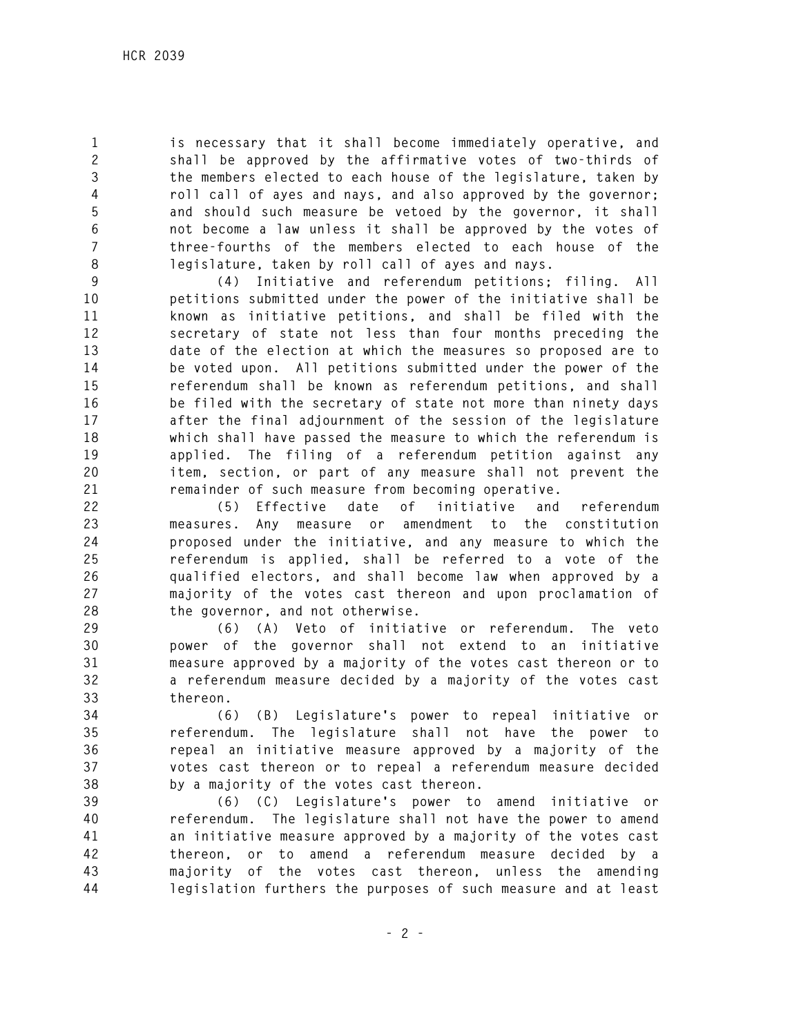is necessary that it shall become immediately operative, and shall be approved by the affirmative votes of two-thirds of the members elected to each house of the legislature, taken by roll call of ayes and nays, and also approved by the governor; and should such measure be vetoed by the governor, it shall not become a law unless it shall be approved by the votes of three-fourths of the members elected to each house of the legislature, taken by roll call of ayes and nays.

(4) Initiative and referendum petitions; filing. All petitions submitted under the power of the initiative shall be known as initiative petitions, and shall be filed with the secretary of state not less than four months preceding the date of the election at which the measures so proposed are to be voted upon. All petitions submitted under the power of the referendum shall be known as referendum petitions, and shall be filed with the secretary of state not more than ninety days after the final adjournment of the session of the legislature which shall have passed the measure to which the referendum is applied. The filing of a referendum petition against any item, section, or part of any measure shall not prevent the remainder of such measure from becoming operative.

(5) Effective date of initiative and referendum measures. Any measure or amendment to the constitution proposed under the initiative, and any measure to which the referendum is applied, shall be referred to a vote of the qualified electors, and shall become law when approved by a majority of the votes cast thereon and upon proclamation of the governor, and not otherwise.

(6) (A) Veto of initiative or referendum. The veto power of the governor shall not extend to an initiative measure approved by a majority of the votes cast thereon or to a referendum measure decided by a majority of the votes cast thereon.

(6) (B) Legislature's power to repeal initiative or referendum. The legislature shall not have the power to repeal an initiative measure approved by a majority of the votes cast thereon or to repeal a referendum measure decided by a majority of the votes cast thereon.

(6) (C) Legislature's power to amend initiative or referendum. The legislature shall not have the power to amend an initiative measure approved by a majority of the votes cast thereon, or to amend a referendum measure decided by a majority of the votes cast thereon, unless the amending legislation furthers the purposes of such measure and at least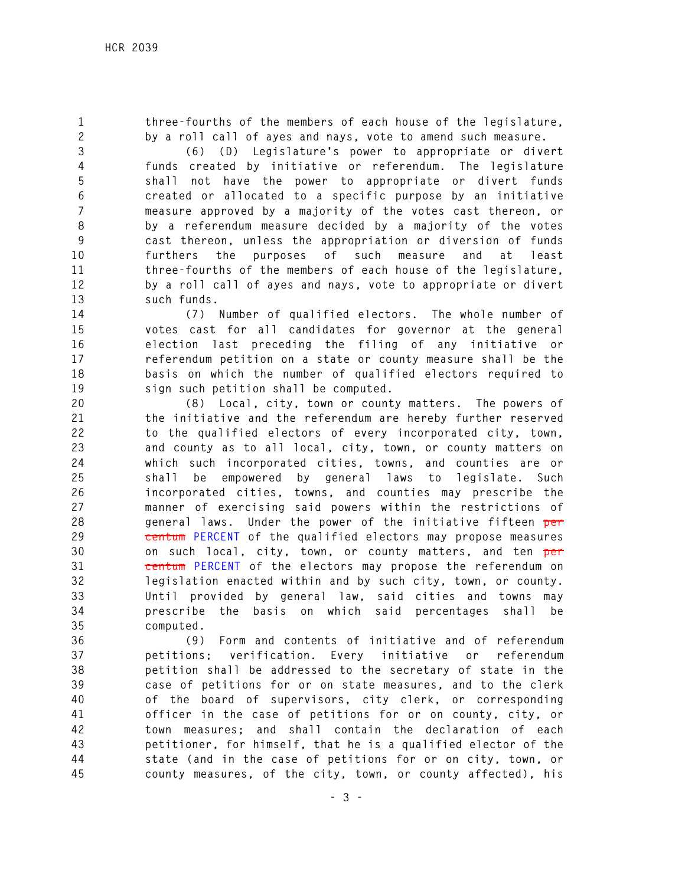three-fourths of the members of each house of the legislature, by a roll call of ayes and nays, vote to amend such measure.

(6) (D) Legislature's power to appropriate or divert funds created by initiative or referendum. The legislature shall not have the power to appropriate or divert funds created or allocated to a specific purpose by an initiative measure approved by a majority of the votes cast thereon, or by a referendum measure decided by a majority of the votes cast thereon, unless the appropriation or diversion of funds furthers the purposes of such measure and at least three-fourths of the members of each house of the legislature, by a roll call of ayes and nays, vote to appropriate or divert such funds.

(7) Number of qualified electors. The whole number of votes cast for all candidates for governor at the general election last preceding the filing of any initiative or referendum petition on a state or county measure shall be the basis on which the number of qualified electors required to sign such petition shall be computed.

(8) Local, city, town or county matters. The powers of the initiative and the referendum are hereby further reserved to the qualified electors of every incorporated city, town, and county as to all local, city, town, or county matters on which such incorporated cities, towns, and counties are or shall be empowered by general laws to legislate. Such incorporated cities, towns, and counties may prescribe the manner of exercising said powers within the restrictions of general laws. Under the power of the initiative fifteen ~~per centum~~ PERCENT of the qualified electors may propose measures on such local, city, town, or county matters, and ten ~~per centum~~ PERCENT of the electors may propose the referendum on legislation enacted within and by such city, town, or county. Until provided by general law, said cities and towns may prescribe the basis on which said percentages shall be computed.

(9) Form and contents of initiative and of referendum petitions; verification. Every initiative or referendum petition shall be addressed to the secretary of state in the case of petitions for or on state measures, and to the clerk of the board of supervisors, city clerk, or corresponding officer in the case of petitions for or on county, city, or town measures; and shall contain the declaration of each petitioner, for himself, that he is a qualified elector of the state (and in the case of petitions for or on city, town, or county measures, of the city, town, or county affected), his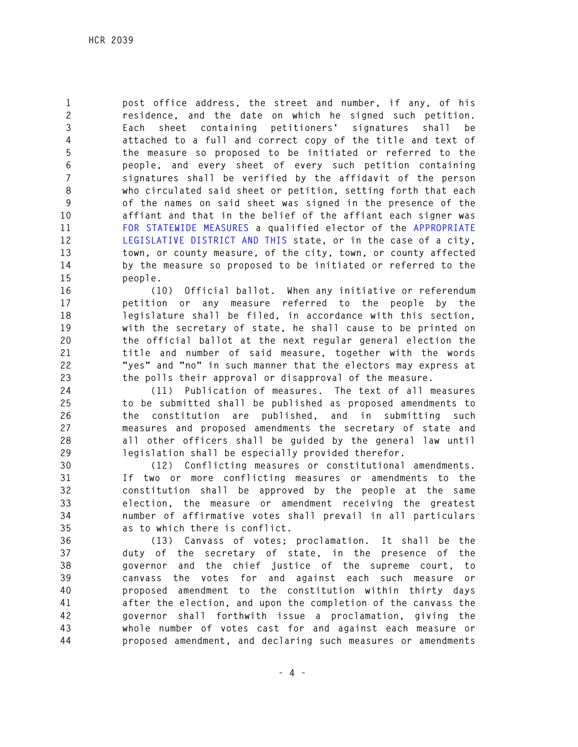post office address, the street and number, if any, of his residence, and the date on which he signed such petition. Each sheet containing petitioners' signatures shall be attached to a full and correct copy of the title and text of the measure so proposed to be initiated or referred to the people, and every sheet of every such petition containing signatures shall be verified by the affidavit of the person who circulated said sheet or petition, setting forth that each of the names on said sheet was signed in the presence of the affiant and that in the belief of the affiant each signer was FOR STATEWIDE MEASURES a qualified elector of the APPROPRIATE LEGISLATIVE DISTRICT AND THIS state, or in the case of a city, town, or county measure, of the city, town, or county affected by the measure so proposed to be initiated or referred to the people.

(10) Official ballot. When any initiative or referendum petition or any measure referred to the people by the legislature shall be filed, in accordance with this section, with the secretary of state, he shall cause to be printed on the official ballot at the next regular general election the title and number of said measure, together with the words "yes" and "no" in such manner that the electors may express at the polls their approval or disapproval of the measure.

(11) Publication of measures. The text of all measures to be submitted shall be published as proposed amendments to the constitution are published, and in submitting such measures and proposed amendments the secretary of state and all other officers shall be guided by the general law until legislation shall be especially provided therefor.

(12) Conflicting measures or constitutional amendments. If two or more conflicting measures or amendments to the constitution shall be approved by the people at the same election, the measure or amendment receiving the greatest number of affirmative votes shall prevail in all particulars as to which there is conflict.

(13) Canvass of votes; proclamation. It shall be the duty of the secretary of state, in the presence of the governor and the chief justice of the supreme court, to canvass the votes for and against each such measure or proposed amendment to the constitution within thirty days after the election, and upon the completion of the canvass the governor shall forthwith issue a proclamation, giving the whole number of votes cast for and against each measure or proposed amendment, and declaring such measures or amendments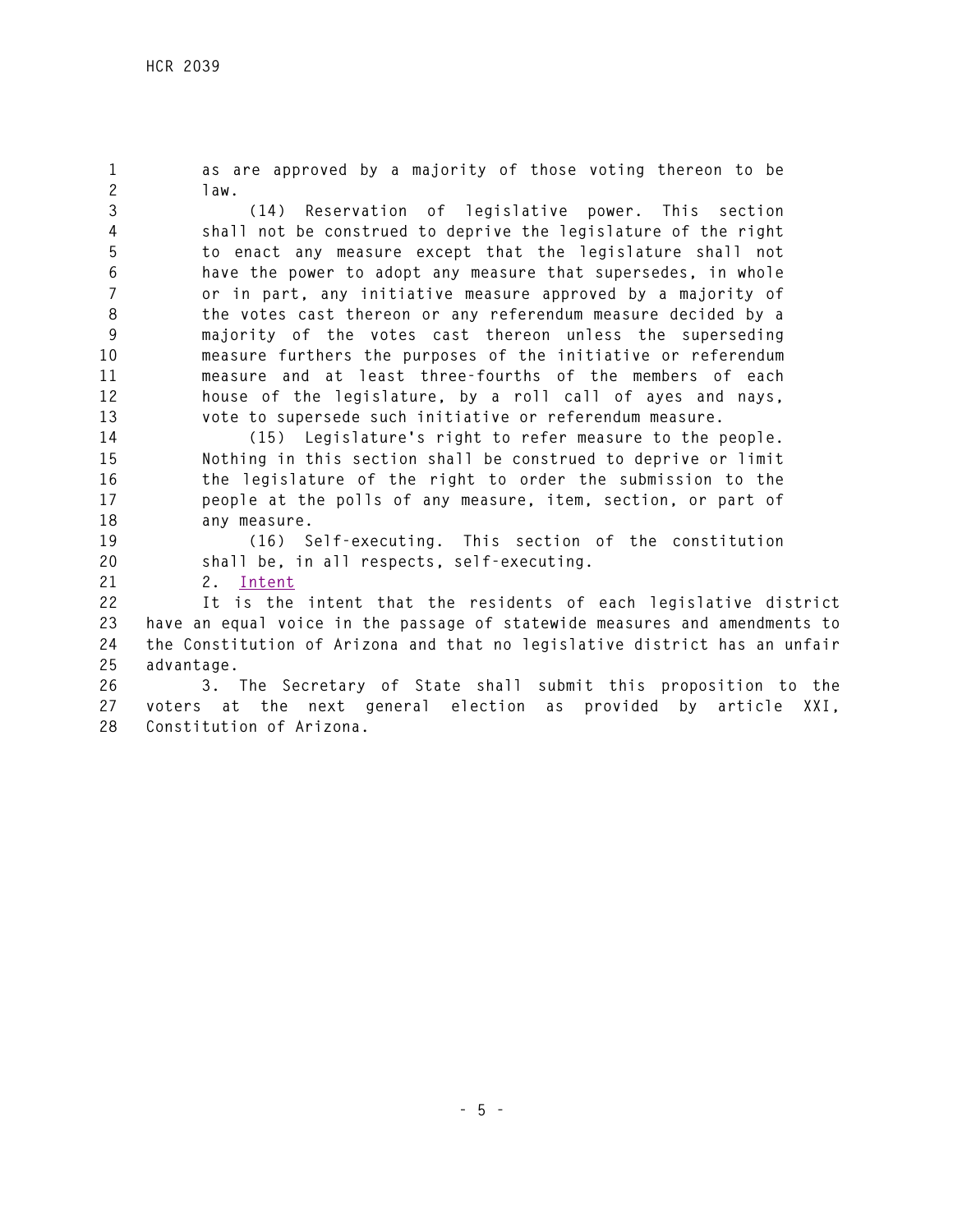as are approved by a majority of those voting thereon to be law.

(14) Reservation of legislative power. This section shall not be construed to deprive the legislature of the right to enact any measure except that the legislature shall not have the power to adopt any measure that supersedes, in whole or in part, any initiative measure approved by a majority of the votes cast thereon or any referendum measure decided by a majority of the votes cast thereon unless the superseding measure furthers the purposes of the initiative or referendum measure and at least three-fourths of the members of each house of the legislature, by a roll call of ayes and nays, vote to supersede such initiative or referendum measure.

(15) Legislature's right to refer measure to the people. Nothing in this section shall be construed to deprive or limit the legislature of the right to order the submission to the people at the polls of any measure, item, section, or part of any measure.

(16) Self-executing. This section of the constitution shall be, in all respects, self-executing.

2. Intent

It is the intent that the residents of each legislative district have an equal voice in the passage of statewide measures and amendments to the Constitution of Arizona and that no legislative district has an unfair advantage.

3. The Secretary of State shall submit this proposition to the voters at the next general election as provided by article XXI, Constitution of Arizona.